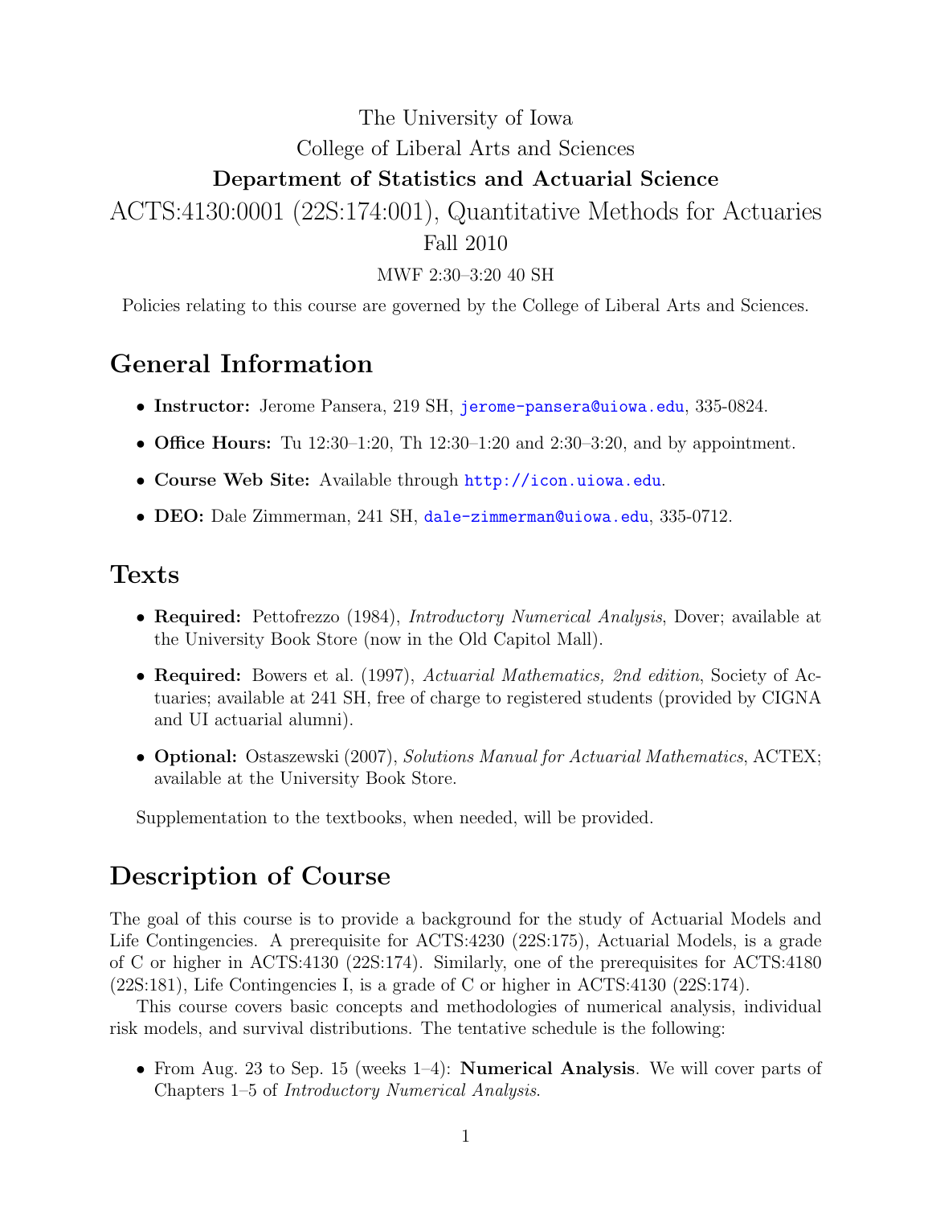The University of Iowa

College of Liberal Arts and Sciences

**Department of Statistics and Actuarial Science**

# ACTS:4130:0001 (22S:174:001), Quantitative Methods for Actuaries

Fall 2010

MWF 2:30–3:20 40 SH

Policies relating to this course are governed by the College of Liberal Arts and Sciences.

## General Information

- **Instructor:** Jerome Pansera, 219 SH, jerome-pansera@uiowa.edu, 335-0824.
- **Office Hours:** Tu 12:30–1:20, Th 12:30–1:20 and 2:30–3:20, and by appointment.
- **Course Web Site:** Available through http://icon.uiowa.edu.
- **DEO:** Dale Zimmerman, 241 SH, dale-zimmerman@uiowa.edu, 335-0712.

## Texts

- **Required:** Pettofrezzo (1984), *Introductory Numerical Analysis*, Dover; available at the University Book Store (now in the Old Capitol Mall).
- **Required:** Bowers et al. (1997), *Actuarial Mathematics, 2nd edition*, Society of Actuaries; available at 241 SH, free of charge to registered students (provided by CIGNA and UI actuarial alumni).
- **Optional:** Ostaszewski (2007), *Solutions Manual for Actuarial Mathematics*, ACTEX; available at the University Book Store.

Supplementation to the textbooks, when needed, will be provided.

## Description of Course

The goal of this course is to provide a background for the study of Actuarial Models and Life Contingencies. A prerequisite for ACTS:4230 (22S:175), Actuarial Models, is a grade of C or higher in ACTS:4130 (22S:174). Similarly, one of the prerequisites for ACTS:4180 (22S:181), Life Contingencies I, is a grade of C or higher in ACTS:4130 (22S:174).

This course covers basic concepts and methodologies of numerical analysis, individual risk models, and survival distributions. The tentative schedule is the following:

- From Aug. 23 to Sep. 15 (weeks 1–4): **Numerical Analysis**. We will cover parts of Chapters 1–5 of *Introductory Numerical Analysis*.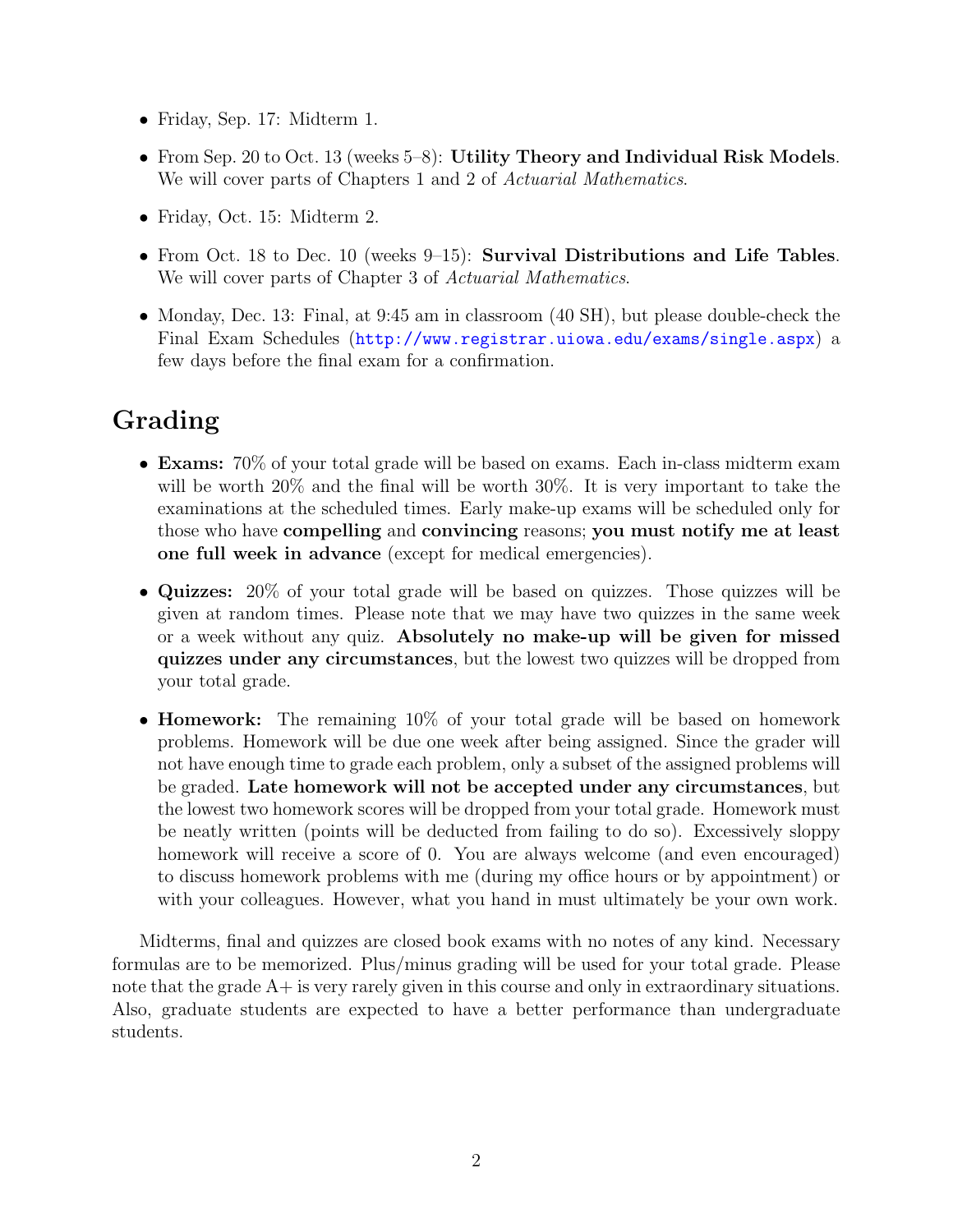- Friday, Sep. 17: Midterm 1.
- From Sep. 20 to Oct. 13 (weeks 5–8): **Utility Theory and Individual Risk Models**. We will cover parts of Chapters 1 and 2 of *Actuarial Mathematics*.
- Friday, Oct. 15: Midterm 2.
- From Oct. 18 to Dec. 10 (weeks 9–15): **Survival Distributions and Life Tables**. We will cover parts of Chapter 3 of *Actuarial Mathematics*.
- Monday, Dec. 13: Final, at 9:45 am in classroom (40 SH), but please double-check the Final Exam Schedules (http://www.registrar.uiowa.edu/exams/single.aspx) a few days before the final exam for a confirmation.

# Grading

- **Exams:** 70% of your total grade will be based on exams. Each in-class midterm exam will be worth 20% and the final will be worth 30%. It is very important to take the examinations at the scheduled times. Early make-up exams will be scheduled only for those who have **compelling** and **convincing** reasons; **you must notify me at least one full week in advance** (except for medical emergencies).
- **Quizzes:** 20% of your total grade will be based on quizzes. Those quizzes will be given at random times. Please note that we may have two quizzes in the same week or a week without any quiz. **Absolutely no make-up will be given for missed quizzes under any circumstances**, but the lowest two quizzes will be dropped from your total grade.
- **Homework:** The remaining 10% of your total grade will be based on homework problems. Homework will be due one week after being assigned. Since the grader will not have enough time to grade each problem, only a subset of the assigned problems will be graded. **Late homework will not be accepted under any circumstances**, but the lowest two homework scores will be dropped from your total grade. Homework must be neatly written (points will be deducted from failing to do so). Excessively sloppy homework will receive a score of 0. You are always welcome (and even encouraged) to discuss homework problems with me (during my office hours or by appointment) or with your colleagues. However, what you hand in must ultimately be your own work.

Midterms, final and quizzes are closed book exams with no notes of any kind. Necessary formulas are to be memorized. Plus/minus grading will be used for your total grade. Please note that the grade A+ is very rarely given in this course and only in extraordinary situations. Also, graduate students are expected to have a better performance than undergraduate students.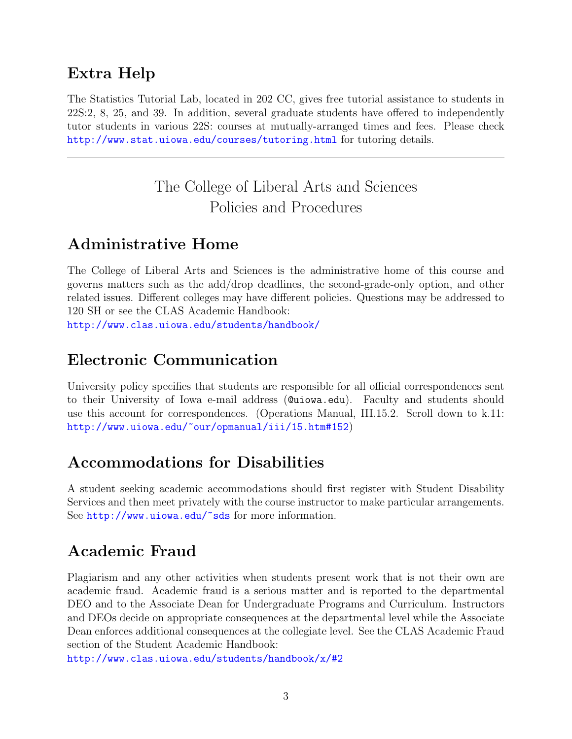## Extra Help

The Statistics Tutorial Lab, located in 202 CC, gives free tutorial assistance to students in 22S:2, 8, 25, and 39. In addition, several graduate students have offered to independently tutor students in various 22S: courses at mutually-arranged times and fees. Please check http://www.stat.uiowa.edu/courses/tutoring.html for tutoring details.

---

# The College of Liberal Arts and Sciences Policies and Procedures

## Administrative Home

The College of Liberal Arts and Sciences is the administrative home of this course and governs matters such as the add/drop deadlines, the second-grade-only option, and other related issues. Different colleges may have different policies. Questions may be addressed to 120 SH or see the CLAS Academic Handbook:
http://www.clas.uiowa.edu/students/handbook/

## Electronic Communication

University policy specifies that students are responsible for all official correspondences sent to their University of Iowa e-mail address (@uiowa.edu). Faculty and students should use this account for correspondences. (Operations Manual, III.15.2. Scroll down to k.11: http://www.uiowa.edu/~our/opmanual/iii/15.htm#152)

## Accommodations for Disabilities

A student seeking academic accommodations should first register with Student Disability Services and then meet privately with the course instructor to make particular arrangements. See http://www.uiowa.edu/~sds for more information.

## Academic Fraud

Plagiarism and any other activities when students present work that is not their own are academic fraud. Academic fraud is a serious matter and is reported to the departmental DEO and to the Associate Dean for Undergraduate Programs and Curriculum. Instructors and DEOs decide on appropriate consequences at the departmental level while the Associate Dean enforces additional consequences at the collegiate level. See the CLAS Academic Fraud section of the Student Academic Handbook:
http://www.clas.uiowa.edu/students/handbook/x/#2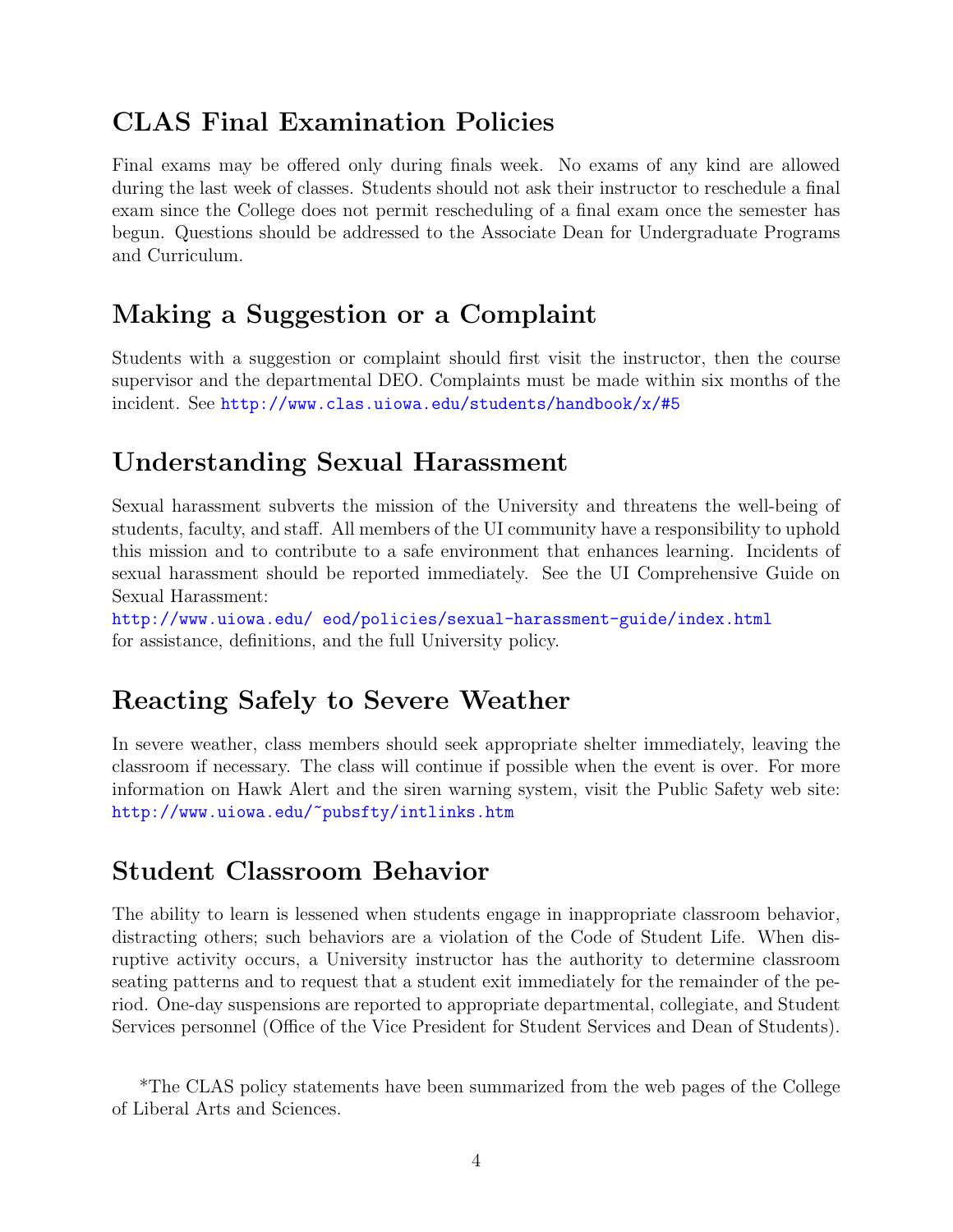## CLAS Final Examination Policies

Final exams may be offered only during finals week. No exams of any kind are allowed during the last week of classes. Students should not ask their instructor to reschedule a final exam since the College does not permit rescheduling of a final exam once the semester has begun. Questions should be addressed to the Associate Dean for Undergraduate Programs and Curriculum.

## Making a Suggestion or a Complaint

Students with a suggestion or complaint should first visit the instructor, then the course supervisor and the departmental DEO. Complaints must be made within six months of the incident. See http://www.clas.uiowa.edu/students/handbook/x/#5

## Understanding Sexual Harassment

Sexual harassment subverts the mission of the University and threatens the well-being of students, faculty, and staff. All members of the UI community have a responsibility to uphold this mission and to contribute to a safe environment that enhances learning. Incidents of sexual harassment should be reported immediately. See the UI Comprehensive Guide on Sexual Harassment:
http://www.uiowa.edu/ eod/policies/sexual-harassment-guide/index.html
for assistance, definitions, and the full University policy.

## Reacting Safely to Severe Weather

In severe weather, class members should seek appropriate shelter immediately, leaving the classroom if necessary. The class will continue if possible when the event is over. For more information on Hawk Alert and the siren warning system, visit the Public Safety web site: http://www.uiowa.edu/~pubsfty/intlinks.htm

## Student Classroom Behavior

The ability to learn is lessened when students engage in inappropriate classroom behavior, distracting others; such behaviors are a violation of the Code of Student Life. When disruptive activity occurs, a University instructor has the authority to determine classroom seating patterns and to request that a student exit immediately for the remainder of the period. One-day suspensions are reported to appropriate departmental, collegiate, and Student Services personnel (Office of the Vice President for Student Services and Dean of Students).

*The CLAS policy statements have been summarized from the web pages of the College of Liberal Arts and Sciences.